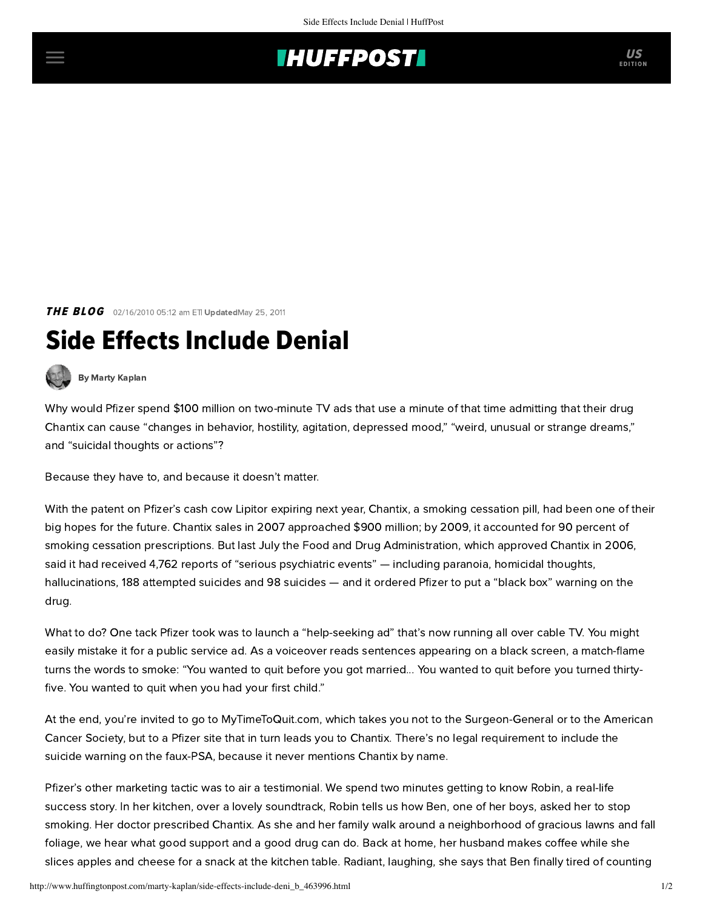THE BLOG 02/16/2010 05:12 am ET | Updated May 25, 2011

# Side Effects Include Denial

By Marty Kaplan

Why would Pfizer spend $100 million on two-minute TV ads that use a minute of that time admitting that their drug Chantix can cause "changes in behavior, hostility, agitation, depressed mood," "weird, unusual or strange dreams," and "suicidal thoughts or actions"?

Because they have to, and because it doesn't matter.

With the patent on Pfizer's cash cow Lipitor expiring next year, Chantix, a smoking cessation pill, had been one of their big hopes for the future. Chantix sales in 2007 approached $900 million; by 2009, it accounted for 90 percent of smoking cessation prescriptions. But last July the Food and Drug Administration, which approved Chantix in 2006, said it had received 4,762 reports of "serious psychiatric events" — including paranoia, homicidal thoughts, hallucinations, 188 attempted suicides and 98 suicides — and it ordered Pfizer to put a "black box" warning on the drug.

What to do? One tack Pfizer took was to launch a "help-seeking ad" that's now running all over cable TV. You might easily mistake it for a public service ad. As a voiceover reads sentences appearing on a black screen, a match-flame turns the words to smoke: "You wanted to quit before you got married... You wanted to quit before you turned thirty-five. You wanted to quit when you had your first child."

At the end, you're invited to go to MyTimeToQuit.com, which takes you not to the Surgeon-General or to the American Cancer Society, but to a Pfizer site that in turn leads you to Chantix. There's no legal requirement to include the suicide warning on the faux-PSA, because it never mentions Chantix by name.

Pfizer's other marketing tactic was to air a testimonial. We spend two minutes getting to know Robin, a real-life success story. In her kitchen, over a lovely soundtrack, Robin tells us how Ben, one of her boys, asked her to stop smoking. Her doctor prescribed Chantix. As she and her family walk around a neighborhood of gracious lawns and fall foliage, we hear what good support and a good drug can do. Back at home, her husband makes coffee while she slices apples and cheese for a snack at the kitchen table. Radiant, laughing, she says that Ben finally tired of counting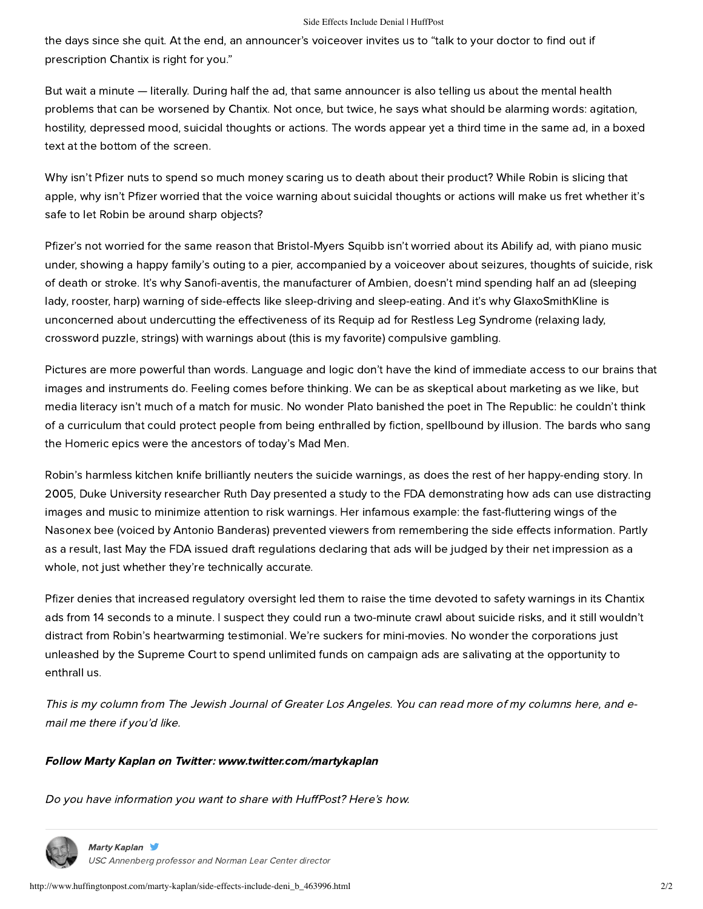the days since she quit. At the end, an announcer's voiceover invites us to "talk to your doctor to find out if prescription Chantix is right for you."

But wait a minute — literally. During half the ad, that same announcer is also telling us about the mental health problems that can be worsened by Chantix. Not once, but twice, he says what should be alarming words: agitation, hostility, depressed mood, suicidal thoughts or actions. The words appear yet a third time in the same ad, in a boxed text at the bottom of the screen.

Why isn't Pfizer nuts to spend so much money scaring us to death about their product? While Robin is slicing that apple, why isn't Pfizer worried that the voice warning about suicidal thoughts or actions will make us fret whether it's safe to let Robin be around sharp objects?

Pfizer's not worried for the same reason that Bristol-Myers Squibb isn't worried about its Abilify ad, with piano music under, showing a happy family's outing to a pier, accompanied by a voiceover about seizures, thoughts of suicide, risk of death or stroke. It's why Sanofi-aventis, the manufacturer of Ambien, doesn't mind spending half an ad (sleeping lady, rooster, harp) warning of side-effects like sleep-driving and sleep-eating. And it's why GlaxoSmithKline is unconcerned about undercutting the effectiveness of its Requip ad for Restless Leg Syndrome (relaxing lady, crossword puzzle, strings) with warnings about (this is my favorite) compulsive gambling.

Pictures are more powerful than words. Language and logic don't have the kind of immediate access to our brains that images and instruments do. Feeling comes before thinking. We can be as skeptical about marketing as we like, but media literacy isn't much of a match for music. No wonder Plato banished the poet in The Republic: he couldn't think of a curriculum that could protect people from being enthralled by fiction, spellbound by illusion. The bards who sang the Homeric epics were the ancestors of today's Mad Men.

Robin's harmless kitchen knife brilliantly neuters the suicide warnings, as does the rest of her happy-ending story. In 2005, Duke University researcher Ruth Day presented a study to the FDA demonstrating how ads can use distracting images and music to minimize attention to risk warnings. Her infamous example: the fast-fluttering wings of the Nasonex bee (voiced by Antonio Banderas) prevented viewers from remembering the side effects information. Partly as a result, last May the FDA issued draft regulations declaring that ads will be judged by their net impression as a whole, not just whether they're technically accurate.

Pfizer denies that increased regulatory oversight led them to raise the time devoted to safety warnings in its Chantix ads from 14 seconds to a minute. I suspect they could run a two-minute crawl about suicide risks, and it still wouldn't distract from Robin's heartwarming testimonial. We're suckers for mini-movies. No wonder the corporations just unleashed by the Supreme Court to spend unlimited funds on campaign ads are salivating at the opportunity to enthrall us.

*This is my column from The Jewish Journal of Greater Los Angeles. You can read more of my columns here, and e-mail me there if you'd like.*

***Follow Marty Kaplan on Twitter: www.twitter.com/martykaplan***

*Do you have information you want to share with HuffPost? Here's how.*

***Marty Kaplan***
*USC Annenberg professor and Norman Lear Center director*